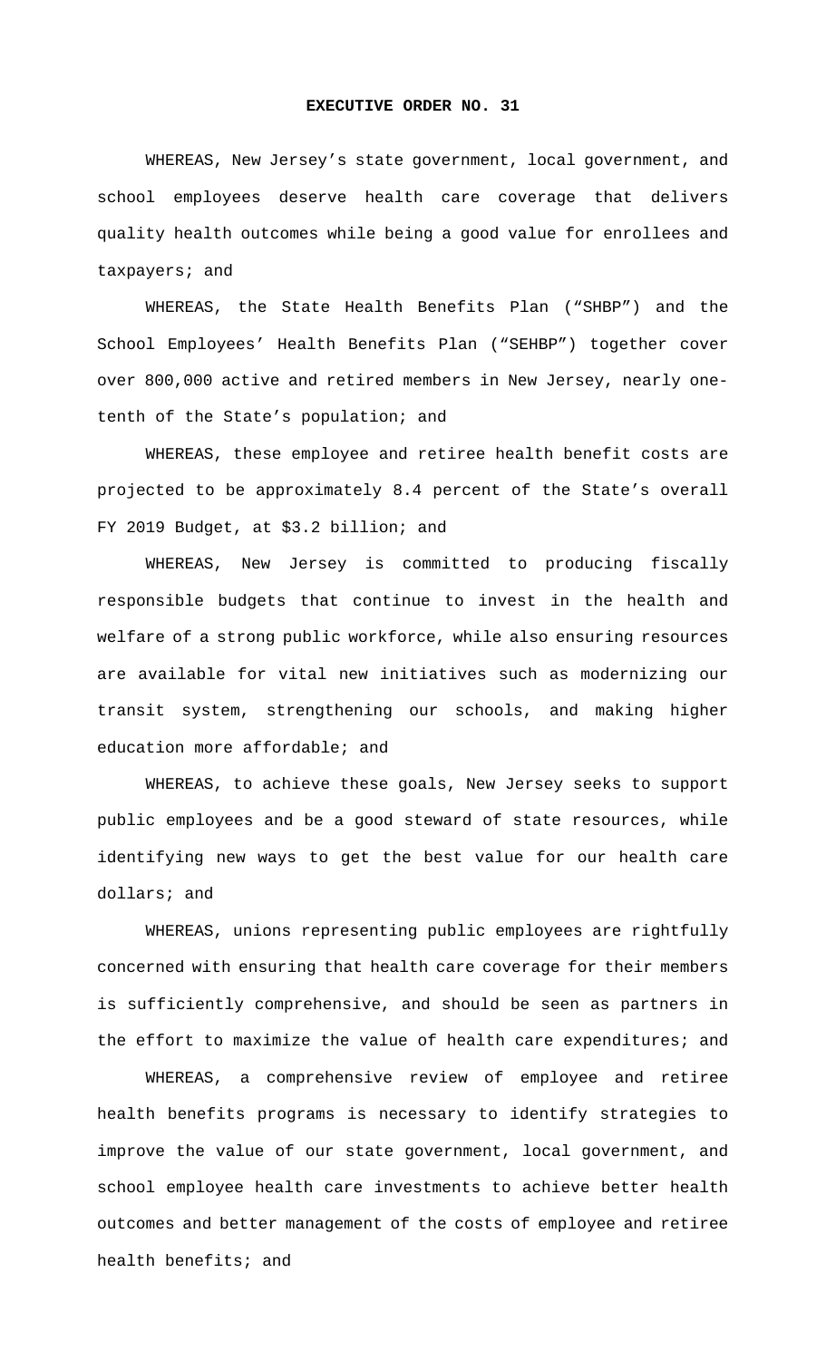# EXECUTIVE ORDER NO. 31

WHEREAS, New Jersey's state government, local government, and school employees deserve health care coverage that delivers quality health outcomes while being a good value for enrollees and taxpayers; and

WHEREAS, the State Health Benefits Plan ("SHBP") and the School Employees' Health Benefits Plan ("SEHBP") together cover over 800,000 active and retired members in New Jersey, nearly one-tenth of the State's population; and

WHEREAS, these employee and retiree health benefit costs are projected to be approximately 8.4 percent of the State's overall FY 2019 Budget, at $3.2 billion; and

WHEREAS, New Jersey is committed to producing fiscally responsible budgets that continue to invest in the health and welfare of a strong public workforce, while also ensuring resources are available for vital new initiatives such as modernizing our transit system, strengthening our schools, and making higher education more affordable; and

WHEREAS, to achieve these goals, New Jersey seeks to support public employees and be a good steward of state resources, while identifying new ways to get the best value for our health care dollars; and

WHEREAS, unions representing public employees are rightfully concerned with ensuring that health care coverage for their members is sufficiently comprehensive, and should be seen as partners in the effort to maximize the value of health care expenditures; and

WHEREAS, a comprehensive review of employee and retiree health benefits programs is necessary to identify strategies to improve the value of our state government, local government, and school employee health care investments to achieve better health outcomes and better management of the costs of employee and retiree health benefits; and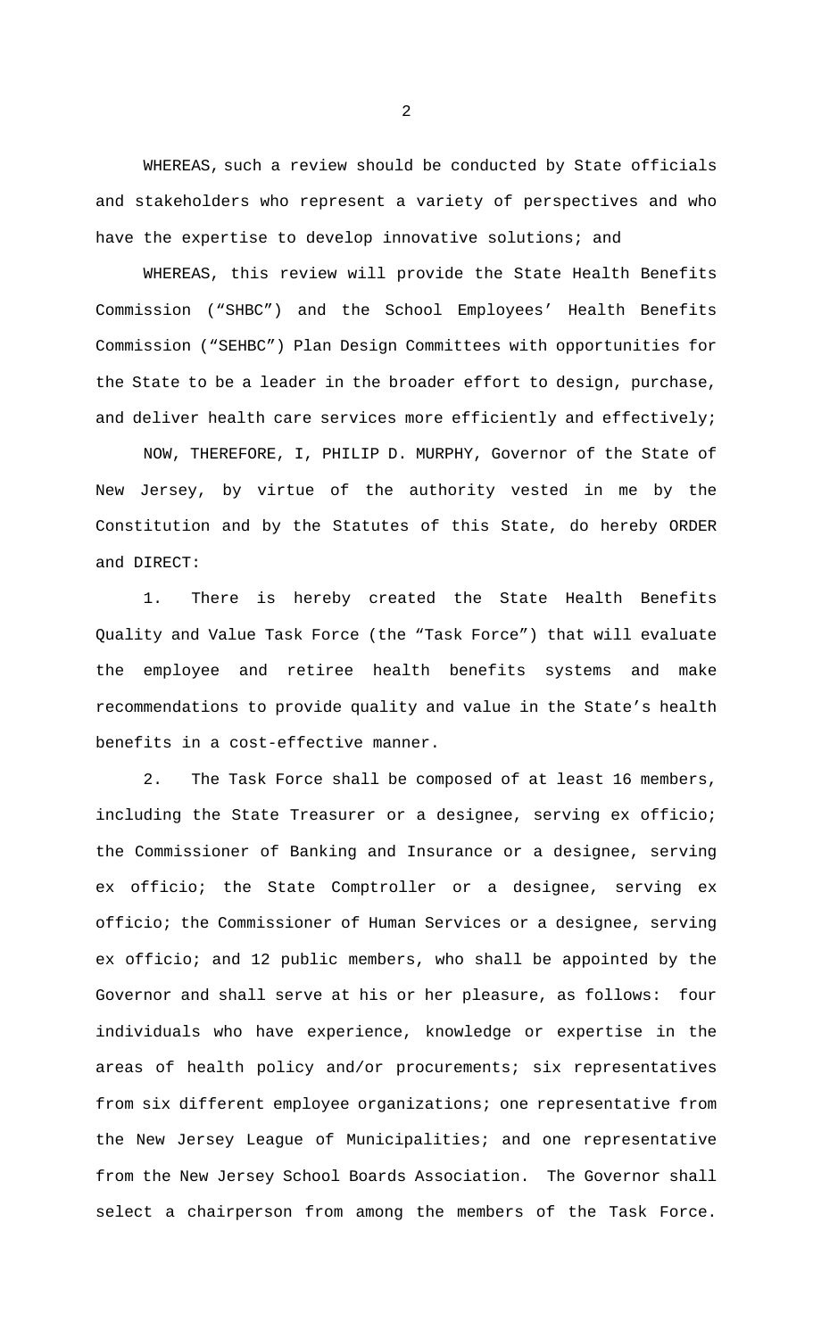WHEREAS, such a review should be conducted by State officials and stakeholders who represent a variety of perspectives and who have the expertise to develop innovative solutions; and

WHEREAS, this review will provide the State Health Benefits Commission ("SHBC") and the School Employees' Health Benefits Commission ("SEHBC") Plan Design Committees with opportunities for the State to be a leader in the broader effort to design, purchase, and deliver health care services more efficiently and effectively;

NOW, THEREFORE, I, PHILIP D. MURPHY, Governor of the State of New Jersey, by virtue of the authority vested in me by the Constitution and by the Statutes of this State, do hereby ORDER and DIRECT:

1. There is hereby created the State Health Benefits Quality and Value Task Force (the "Task Force") that will evaluate the employee and retiree health benefits systems and make recommendations to provide quality and value in the State's health benefits in a cost-effective manner.

2. The Task Force shall be composed of at least 16 members, including the State Treasurer or a designee, serving ex officio; the Commissioner of Banking and Insurance or a designee, serving ex officio; the State Comptroller or a designee, serving ex officio; the Commissioner of Human Services or a designee, serving ex officio; and 12 public members, who shall be appointed by the Governor and shall serve at his or her pleasure, as follows: four individuals who have experience, knowledge or expertise in the areas of health policy and/or procurements; six representatives from six different employee organizations; one representative from the New Jersey League of Municipalities; and one representative from the New Jersey School Boards Association. The Governor shall select a chairperson from among the members of the Task Force.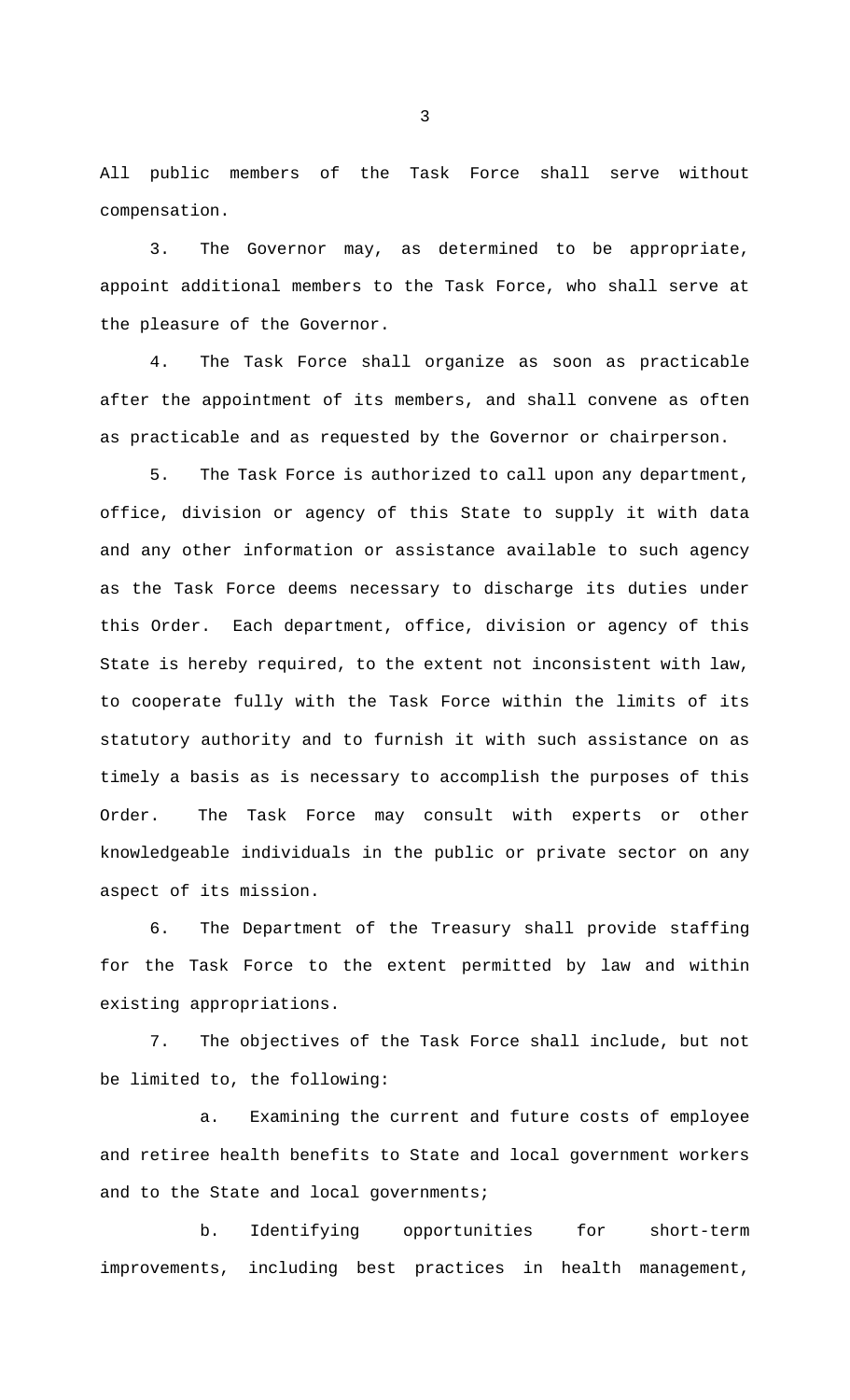All public members of the Task Force shall serve without compensation.

3. The Governor may, as determined to be appropriate, appoint additional members to the Task Force, who shall serve at the pleasure of the Governor.

4. The Task Force shall organize as soon as practicable after the appointment of its members, and shall convene as often as practicable and as requested by the Governor or chairperson.

5. The Task Force is authorized to call upon any department, office, division or agency of this State to supply it with data and any other information or assistance available to such agency as the Task Force deems necessary to discharge its duties under this Order. Each department, office, division or agency of this State is hereby required, to the extent not inconsistent with law, to cooperate fully with the Task Force within the limits of its statutory authority and to furnish it with such assistance on as timely a basis as is necessary to accomplish the purposes of this Order. The Task Force may consult with experts or other knowledgeable individuals in the public or private sector on any aspect of its mission.

6. The Department of the Treasury shall provide staffing for the Task Force to the extent permitted by law and within existing appropriations.

7. The objectives of the Task Force shall include, but not be limited to, the following:

a. Examining the current and future costs of employee and retiree health benefits to State and local government workers and to the State and local governments;

b. Identifying opportunities for short-term improvements, including best practices in health management,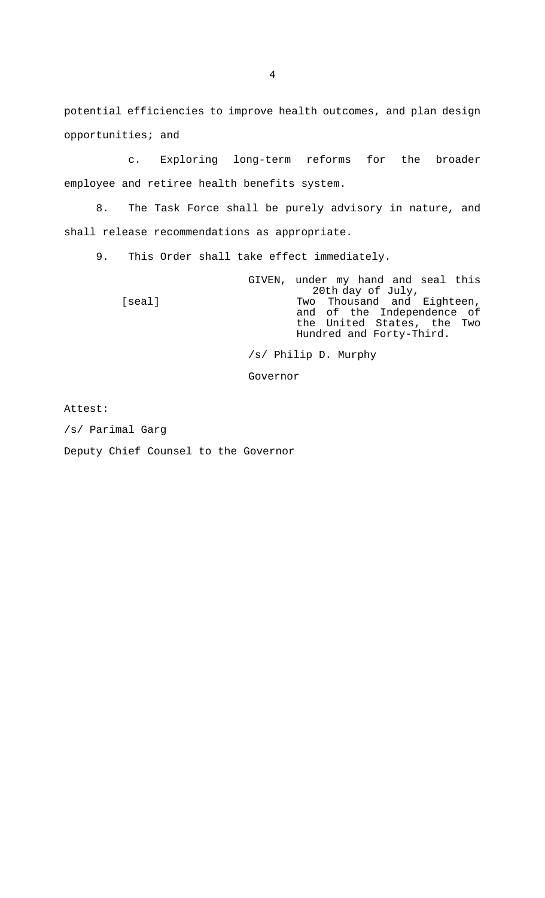potential efficiencies to improve health outcomes, and plan design opportunities; and

c. Exploring long-term reforms for the broader employee and retiree health benefits system.

8. The Task Force shall be purely advisory in nature, and shall release recommendations as appropriate.

9. This Order shall take effect immediately.

[seal]

GIVEN, under my hand and seal this 20th day of July, Two Thousand and Eighteen, and of the Independence of the United States, the Two Hundred and Forty-Third.

/s/ Philip D. Murphy

Governor

Attest:

/s/ Parimal Garg

Deputy Chief Counsel to the Governor